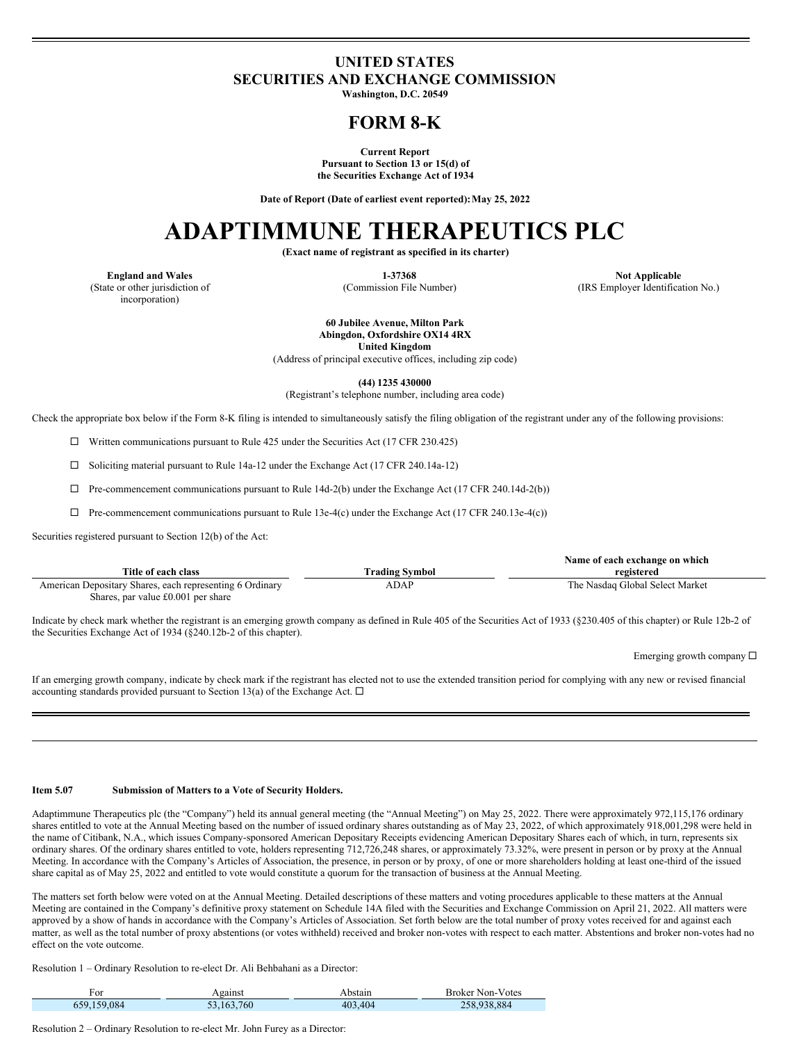# UNITED STATES
# SECURITIES AND EXCHANGE COMMISSION

**Washington, D.C. 20549**

# FORM 8-K

**Current Report**
**Pursuant to Section 13 or 15(d) of**
**the Securities Exchange Act of 1934**

**Date of Report (Date of earliest event reported): May 25, 2022**

# ADAPTIMMUNE THERAPEUTICS PLC

**(Exact name of registrant as specified in its charter)**

| **England and Wales** | **1-37368** | **Not Applicable** |
|---|---|---|
| (State or other jurisdiction of incorporation) | (Commission File Number) | (IRS Employer Identification No.) |

**60 Jubilee Avenue, Milton Park**
**Abingdon, Oxfordshire OX14 4RX**
**United Kingdom**
(Address of principal executive offices, including zip code)

**(44) 1235 430000**
(Registrant's telephone number, including area code)

Check the appropriate box below if the Form 8-K filing is intended to simultaneously satisfy the filing obligation of the registrant under any of the following provisions:

☐ Written communications pursuant to Rule 425 under the Securities Act (17 CFR 230.425)

☐ Soliciting material pursuant to Rule 14a-12 under the Exchange Act (17 CFR 240.14a-12)

☐ Pre-commencement communications pursuant to Rule 14d-2(b) under the Exchange Act (17 CFR 240.14d-2(b))

☐ Pre-commencement communications pursuant to Rule 13e-4(c) under the Exchange Act (17 CFR 240.13e-4(c))

Securities registered pursuant to Section 12(b) of the Act:

| Title of each class | Trading Symbol | Name of each exchange on which registered |
|---|---|---|
| American Depositary Shares, each representing 6 Ordinary Shares, par value £0.001 per share | ADAP | The Nasdaq Global Select Market |

Indicate by check mark whether the registrant is an emerging growth company as defined in Rule 405 of the Securities Act of 1933 (§230.405 of this chapter) or Rule 12b-2 of the Securities Exchange Act of 1934 (§240.12b-2 of this chapter).

Emerging growth company ☐

If an emerging growth company, indicate by check mark if the registrant has elected not to use the extended transition period for complying with any new or revised financial accounting standards provided pursuant to Section 13(a) of the Exchange Act. ☐

**Item 5.07 Submission of Matters to a Vote of Security Holders.**

Adaptimmune Therapeutics plc (the "Company") held its annual general meeting (the "Annual Meeting") on May 25, 2022. There were approximately 972,115,176 ordinary shares entitled to vote at the Annual Meeting based on the number of issued ordinary shares outstanding as of May 23, 2022, of which approximately 918,001,298 were held in the name of Citibank, N.A., which issues Company-sponsored American Depositary Receipts evidencing American Depositary Shares each of which, in turn, represents six ordinary shares. Of the ordinary shares entitled to vote, holders representing 712,726,248 shares, or approximately 73.32%, were present in person or by proxy at the Annual Meeting. In accordance with the Company's Articles of Association, the presence, in person or by proxy, of one or more shareholders holding at least one-third of the issued share capital as of May 25, 2022 and entitled to vote would constitute a quorum for the transaction of business at the Annual Meeting.

The matters set forth below were voted on at the Annual Meeting. Detailed descriptions of these matters and voting procedures applicable to these matters at the Annual Meeting are contained in the Company's definitive proxy statement on Schedule 14A filed with the Securities and Exchange Commission on April 21, 2022. All matters were approved by a show of hands in accordance with the Company's Articles of Association. Set forth below are the total number of proxy votes received for and against each matter, as well as the total number of proxy abstentions (or votes withheld) received and broker non-votes with respect to each matter. Abstentions and broker non-votes had no effect on the vote outcome.

Resolution 1 – Ordinary Resolution to re-elect Dr. Ali Behbahani as a Director:

| For | Against | Abstain | Broker Non-Votes |
|---|---|---|---|
| 659,159,084 | 53,163,760 | 403,404 | 258,938,884 |

Resolution 2 – Ordinary Resolution to re-elect Mr. John Furey as a Director: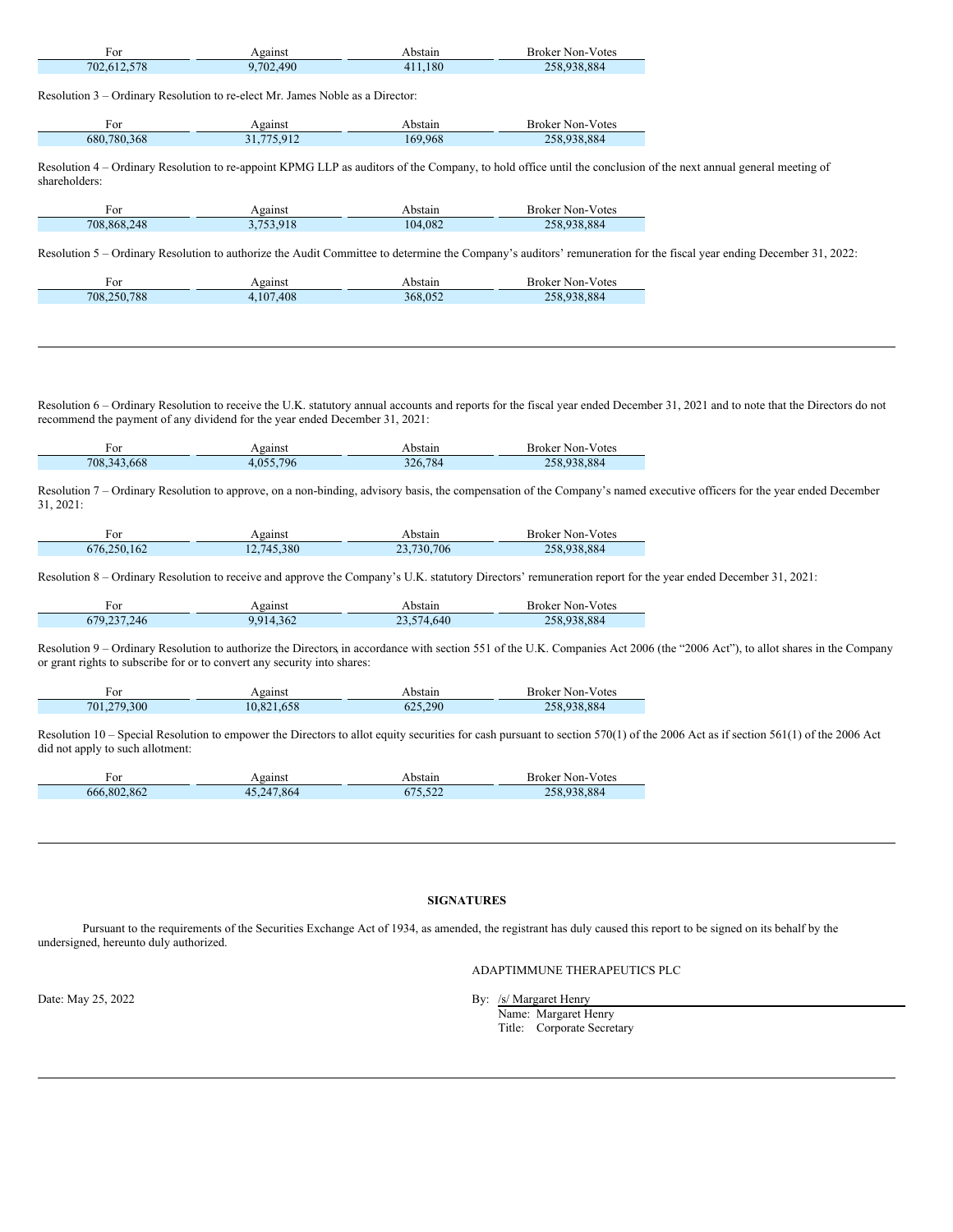| For | Against | Abstain | Broker Non-Votes |
| --- | --- | --- | --- |
| 702,612,578 | 9,702,490 | 411,180 | 258,938,884 |

Resolution 3 – Ordinary Resolution to re-elect Mr. James Noble as a Director:

| For | Against | Abstain | Broker Non-Votes |
| --- | --- | --- | --- |
| 680,780,368 | 31,775,912 | 169,968 | 258,938,884 |

Resolution 4 – Ordinary Resolution to re-appoint KPMG LLP as auditors of the Company, to hold office until the conclusion of the next annual general meeting of shareholders:

| For | Against | Abstain | Broker Non-Votes |
| --- | --- | --- | --- |
| 708,868,248 | 3,753,918 | 104,082 | 258,938,884 |

Resolution 5 – Ordinary Resolution to authorize the Audit Committee to determine the Company's auditors' remuneration for the fiscal year ending December 31, 2022:

| For | Against | Abstain | Broker Non-Votes |
| --- | --- | --- | --- |
| 708,250,788 | 4,107,408 | 368,052 | 258,938,884 |

Resolution 6 – Ordinary Resolution to receive the U.K. statutory annual accounts and reports for the fiscal year ended December 31, 2021 and to note that the Directors do not recommend the payment of any dividend for the year ended December 31, 2021:

| For | Against | Abstain | Broker Non-Votes |
| --- | --- | --- | --- |
| 708,343,668 | 4,055,796 | 326,784 | 258,938,884 |

Resolution 7 – Ordinary Resolution to approve, on a non-binding, advisory basis, the compensation of the Company's named executive officers for the year ended December 31, 2021:

| For | Against | Abstain | Broker Non-Votes |
| --- | --- | --- | --- |
| 676,250,162 | 12,745,380 | 23,730,706 | 258,938,884 |

Resolution 8 – Ordinary Resolution to receive and approve the Company's U.K. statutory Directors' remuneration report for the year ended December 31, 2021:

| For | Against | Abstain | Broker Non-Votes |
| --- | --- | --- | --- |
| 679,237,246 | 9,914,362 | 23,574,640 | 258,938,884 |

Resolution 9 – Ordinary Resolution to authorize the Directors, in accordance with section 551 of the U.K. Companies Act 2006 (the "2006 Act"), to allot shares in the Company or grant rights to subscribe for or to convert any security into shares:

| For | Against | Abstain | Broker Non-Votes |
| --- | --- | --- | --- |
| 701,279,300 | 10,821,658 | 625,290 | 258,938,884 |

Resolution 10 – Special Resolution to empower the Directors to allot equity securities for cash pursuant to section 570(1) of the 2006 Act as if section 561(1) of the 2006 Act did not apply to such allotment:

| For | Against | Abstain | Broker Non-Votes |
| --- | --- | --- | --- |
| 666,802,862 | 45,247,864 | 675,522 | 258,938,884 |

**SIGNATURES**

Pursuant to the requirements of the Securities Exchange Act of 1934, as amended, the registrant has duly caused this report to be signed on its behalf by the undersigned, hereunto duly authorized.

ADAPTIMMUNE THERAPEUTICS PLC

Date: May 25, 2022

By: /s/ Margaret Henry
Name: Margaret Henry
Title: Corporate Secretary